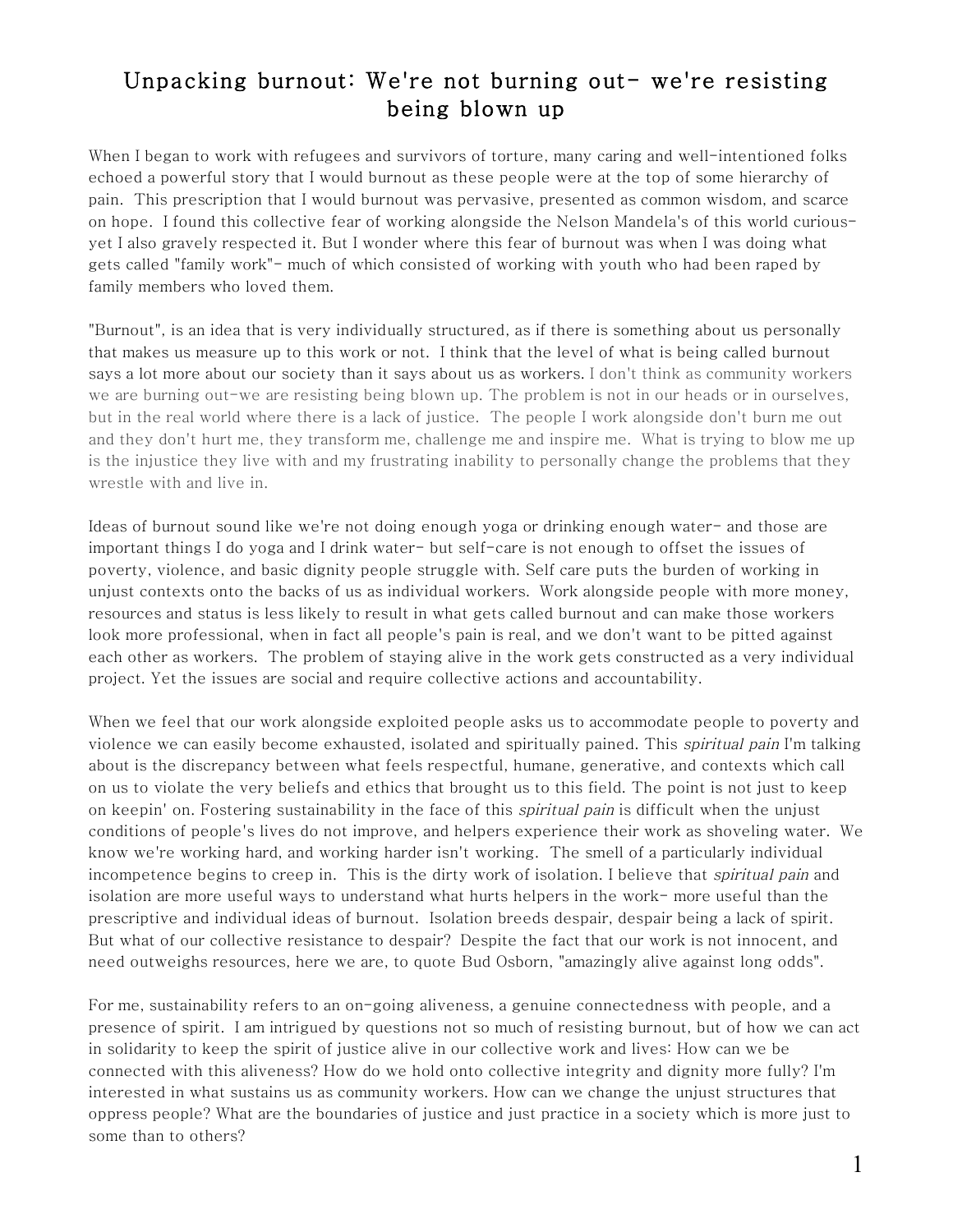# Unpacking burnout: We're not burning out- we're resisting being blown up

When I began to work with refugees and survivors of torture, many caring and well-intentioned folks echoed a powerful story that I would burnout as these people were at the top of some hierarchy of pain. This prescription that I would burnout was pervasive, presented as common wisdom, and scarce on hope. I found this collective fear of working alongside the Nelson Mandela's of this world curious- yet I also gravely respected it. But I wonder where this fear of burnout was when I was doing what gets called "family work"- much of which consisted of working with youth who had been raped by family members who loved them.

"Burnout", is an idea that is very individually structured, as if there is something about us personally that makes us measure up to this work or not. I think that the level of what is being called burnout says a lot more about our society than it says about us as workers. I don't think as community workers we are burning out-we are resisting being blown up. The problem is not in our heads or in ourselves, but in the real world where there is a lack of justice. The people I work alongside don't burn me out and they don't hurt me, they transform me, challenge me and inspire me. What is trying to blow me up is the injustice they live with and my frustrating inability to personally change the problems that they wrestle with and live in.

Ideas of burnout sound like we're not doing enough yoga or drinking enough water- and those are important things I do yoga and I drink water- but self-care is not enough to offset the issues of poverty, violence, and basic dignity people struggle with. Self care puts the burden of working in unjust contexts onto the backs of us as individual workers. Work alongside people with more money, resources and status is less likely to result in what gets called burnout and can make those workers look more professional, when in fact all people's pain is real, and we don't want to be pitted against each other as workers. The problem of staying alive in the work gets constructed as a very individual project. Yet the issues are social and require collective actions and accountability.

When we feel that our work alongside exploited people asks us to accommodate people to poverty and violence we can easily become exhausted, isolated and spiritually pained. This *spiritual pain* I'm talking about is the discrepancy between what feels respectful, humane, generative, and contexts which call on us to violate the very beliefs and ethics that brought us to this field. The point is not just to keep on keepin' on. Fostering sustainability in the face of this *spiritual pain* is difficult when the unjust conditions of people's lives do not improve, and helpers experience their work as shoveling water. We know we're working hard, and working harder isn't working. The smell of a particularly individual incompetence begins to creep in. This is the dirty work of isolation. I believe that *spiritual pain* and isolation are more useful ways to understand what hurts helpers in the work- more useful than the prescriptive and individual ideas of burnout. Isolation breeds despair, despair being a lack of spirit. But what of our collective resistance to despair? Despite the fact that our work is not innocent, and need outweighs resources, here we are, to quote Bud Osborn, "amazingly alive against long odds".

For me, sustainability refers to an on-going aliveness, a genuine connectedness with people, and a presence of spirit. I am intrigued by questions not so much of resisting burnout, but of how we can act in solidarity to keep the spirit of justice alive in our collective work and lives: How can we be connected with this aliveness? How do we hold onto collective integrity and dignity more fully? I'm interested in what sustains us as community workers. How can we change the unjust structures that oppress people? What are the boundaries of justice and just practice in a society which is more just to some than to others?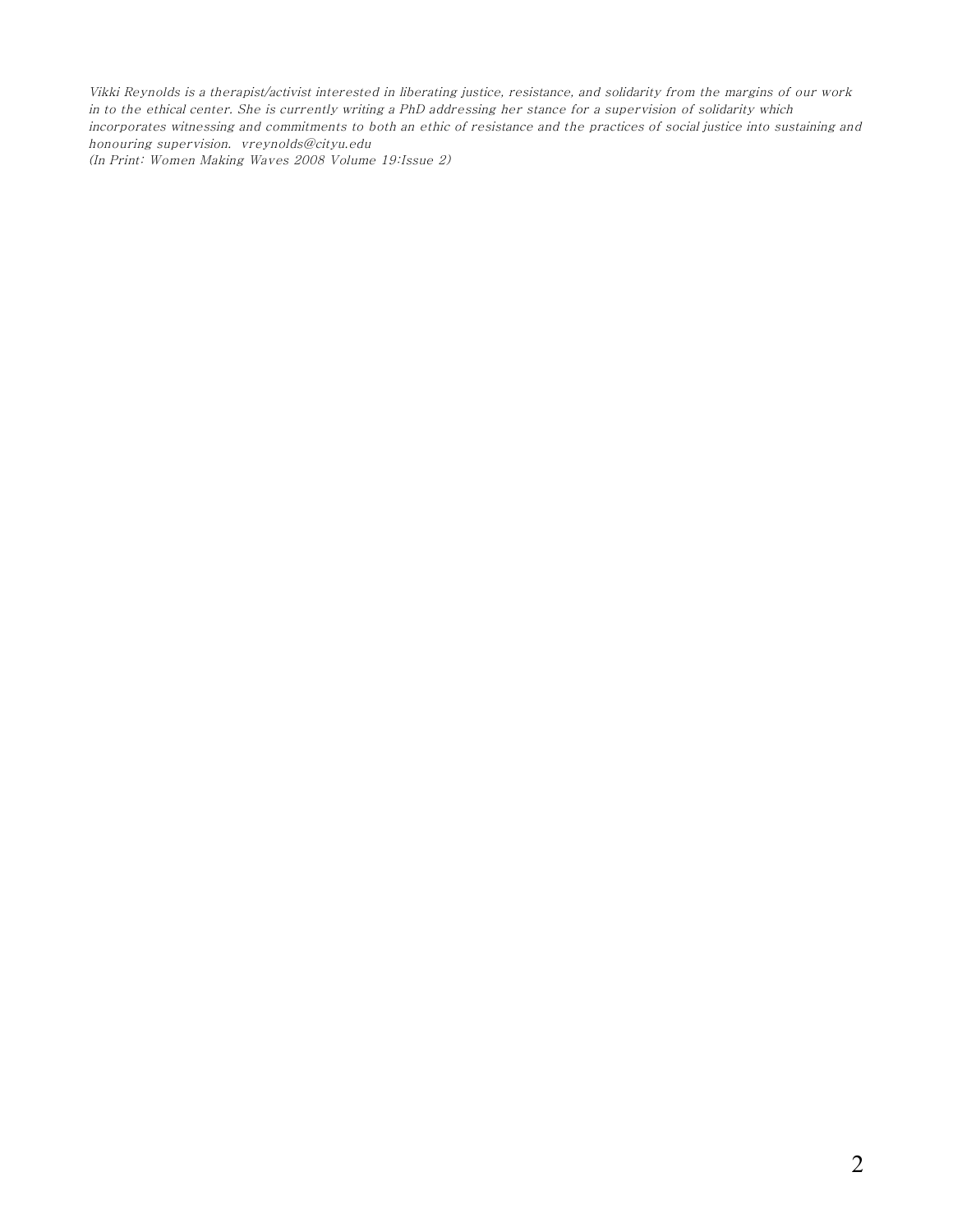*Vikki Reynolds is a therapist/activist interested in liberating justice, resistance, and solidarity from the margins of our work in to the ethical center. She is currently writing a PhD addressing her stance for a supervision of solidarity which incorporates witnessing and commitments to both an ethic of resistance and the practices of social justice into sustaining and honouring supervision. vreynolds@cityu.edu*

*(In Print: Women Making Waves 2008 Volume 19:Issue 2)*